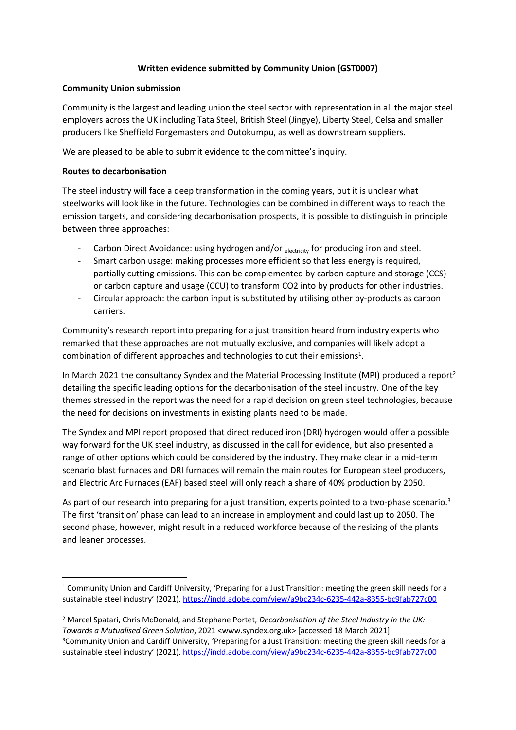**Written evidence submitted by Community Union (GST0007)**

**Community Union submission**

Community is the largest and leading union the steel sector with representation in all the major steel employers across the UK including Tata Steel, British Steel (Jingye), Liberty Steel, Celsa and smaller producers like Sheffield Forgemasters and Outokumpu, as well as downstream suppliers.

We are pleased to be able to submit evidence to the committee's inquiry.

**Routes to decarbonisation**

The steel industry will face a deep transformation in the coming years, but it is unclear what steelworks will look like in the future. Technologies can be combined in different ways to reach the emission targets, and considering decarbonisation prospects, it is possible to distinguish in principle between three approaches:

- Carbon Direct Avoidance: using hydrogen and/or $_{\text{electricity}}$ for producing iron and steel.
- Smart carbon usage: making processes more efficient so that less energy is required, partially cutting emissions. This can be complemented by carbon capture and storage (CCS) or carbon capture and usage (CCU) to transform CO2 into by products for other industries.
- Circular approach: the carbon input is substituted by utilising other by-products as carbon carriers.

Community's research report into preparing for a just transition heard from industry experts who remarked that these approaches are not mutually exclusive, and companies will likely adopt a combination of different approaches and technologies to cut their emissions[1].

In March 2021 the consultancy Syndex and the Material Processing Institute (MPI) produced a report[2] detailing the specific leading options for the decarbonisation of the steel industry. One of the key themes stressed in the report was the need for a rapid decision on green steel technologies, because the need for decisions on investments in existing plants need to be made.

The Syndex and MPI report proposed that direct reduced iron (DRI) hydrogen would offer a possible way forward for the UK steel industry, as discussed in the call for evidence, but also presented a range of other options which could be considered by the industry. They make clear in a mid-term scenario blast furnaces and DRI furnaces will remain the main routes for European steel producers, and Electric Arc Furnaces (EAF) based steel will only reach a share of 40% production by 2050.

As part of our research into preparing for a just transition, experts pointed to a two-phase scenario.[3] The first 'transition' phase can lead to an increase in employment and could last up to 2050. The second phase, however, might result in a reduced workforce because of the resizing of the plants and leaner processes.

---

[1] Community Union and Cardiff University, 'Preparing for a Just Transition: meeting the green skill needs for a sustainable steel industry' (2021). https://indd.adobe.com/view/a9bc234c-6235-442a-8355-bc9fab727c00

[2] Marcel Spatari, Chris McDonald, and Stephane Portet, *Decarbonisation of the Steel Industry in the UK: Towards a Mutualised Green Solution*, 2021 <www.syndex.org.uk> [accessed 18 March 2021].

[3] Community Union and Cardiff University, 'Preparing for a Just Transition: meeting the green skill needs for a sustainable steel industry' (2021). https://indd.adobe.com/view/a9bc234c-6235-442a-8355-bc9fab727c00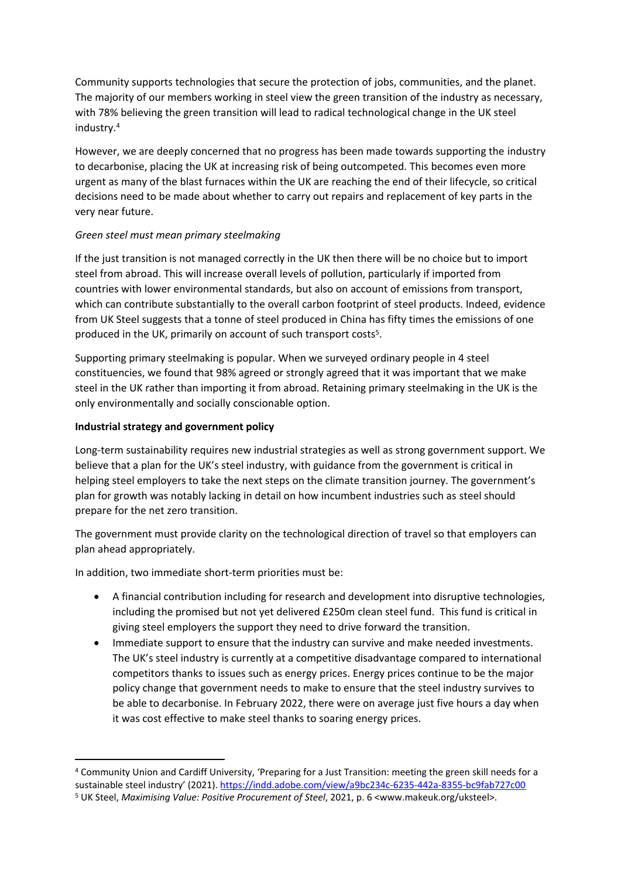Community supports technologies that secure the protection of jobs, communities, and the planet. The majority of our members working in steel view the green transition of the industry as necessary, with 78% believing the green transition will lead to radical technological change in the UK steel industry.[4]

However, we are deeply concerned that no progress has been made towards supporting the industry to decarbonise, placing the UK at increasing risk of being outcompeted. This becomes even more urgent as many of the blast furnaces within the UK are reaching the end of their lifecycle, so critical decisions need to be made about whether to carry out repairs and replacement of key parts in the very near future.

*Green steel must mean primary steelmaking*

If the just transition is not managed correctly in the UK then there will be no choice but to import steel from abroad. This will increase overall levels of pollution, particularly if imported from countries with lower environmental standards, but also on account of emissions from transport, which can contribute substantially to the overall carbon footprint of steel products. Indeed, evidence from UK Steel suggests that a tonne of steel produced in China has fifty times the emissions of one produced in the UK, primarily on account of such transport costs[5].

Supporting primary steelmaking is popular. When we surveyed ordinary people in 4 steel constituencies, we found that 98% agreed or strongly agreed that it was important that we make steel in the UK rather than importing it from abroad. Retaining primary steelmaking in the UK is the only environmentally and socially conscionable option.

**Industrial strategy and government policy**

Long-term sustainability requires new industrial strategies as well as strong government support. We believe that a plan for the UK's steel industry, with guidance from the government is critical in helping steel employers to take the next steps on the climate transition journey. The government's plan for growth was notably lacking in detail on how incumbent industries such as steel should prepare for the net zero transition.

The government must provide clarity on the technological direction of travel so that employers can plan ahead appropriately.

In addition, two immediate short-term priorities must be:

- A financial contribution including for research and development into disruptive technologies, including the promised but not yet delivered £250m clean steel fund. This fund is critical in giving steel employers the support they need to drive forward the transition.
- Immediate support to ensure that the industry can survive and make needed investments. The UK's steel industry is currently at a competitive disadvantage compared to international competitors thanks to issues such as energy prices. Energy prices continue to be the major policy change that government needs to make to ensure that the steel industry survives to be able to decarbonise. In February 2022, there were on average just five hours a day when it was cost effective to make steel thanks to soaring energy prices.

---

[4] Community Union and Cardiff University, 'Preparing for a Just Transition: meeting the green skill needs for a sustainable steel industry' (2021). https://indd.adobe.com/view/a9bc234c-6235-442a-8355-bc9fab727c00

[5] UK Steel, *Maximising Value: Positive Procurement of Steel*, 2021, p. 6 <www.makeuk.org/uksteel>.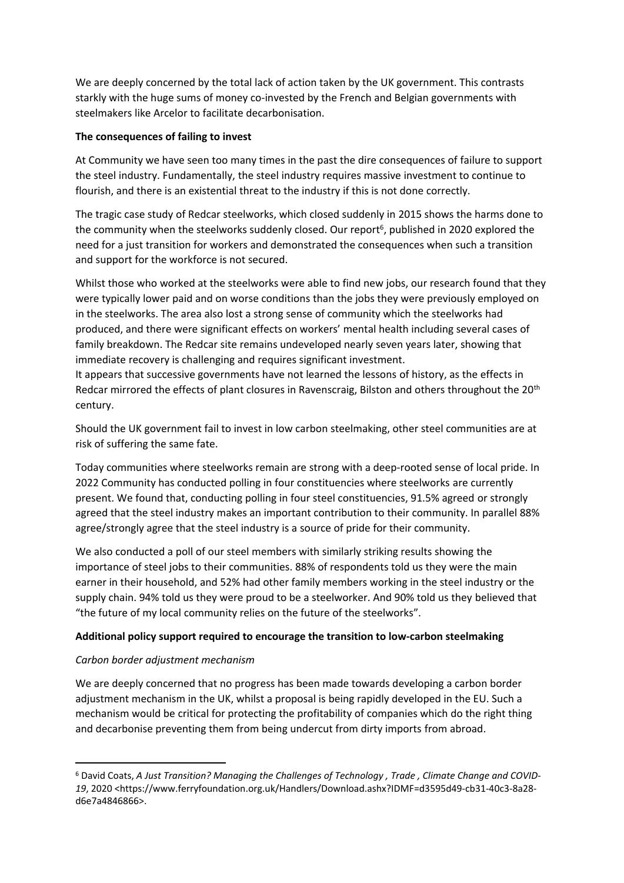We are deeply concerned by the total lack of action taken by the UK government. This contrasts starkly with the huge sums of money co-invested by the French and Belgian governments with steelmakers like Arcelor to facilitate decarbonisation.

**The consequences of failing to invest**

At Community we have seen too many times in the past the dire consequences of failure to support the steel industry. Fundamentally, the steel industry requires massive investment to continue to flourish, and there is an existential threat to the industry if this is not done correctly.

The tragic case study of Redcar steelworks, which closed suddenly in 2015 shows the harms done to the community when the steelworks suddenly closed. Our report[6], published in 2020 explored the need for a just transition for workers and demonstrated the consequences when such a transition and support for the workforce is not secured.

Whilst those who worked at the steelworks were able to find new jobs, our research found that they were typically lower paid and on worse conditions than the jobs they were previously employed on in the steelworks. The area also lost a strong sense of community which the steelworks had produced, and there were significant effects on workers' mental health including several cases of family breakdown. The Redcar site remains undeveloped nearly seven years later, showing that immediate recovery is challenging and requires significant investment.
It appears that successive governments have not learned the lessons of history, as the effects in Redcar mirrored the effects of plant closures in Ravenscraig, Bilston and others throughout the 20th century.

Should the UK government fail to invest in low carbon steelmaking, other steel communities are at risk of suffering the same fate.

Today communities where steelworks remain are strong with a deep-rooted sense of local pride. In 2022 Community has conducted polling in four constituencies where steelworks are currently present. We found that, conducting polling in four steel constituencies, 91.5% agreed or strongly agreed that the steel industry makes an important contribution to their community. In parallel 88% agree/strongly agree that the steel industry is a source of pride for their community.

We also conducted a poll of our steel members with similarly striking results showing the importance of steel jobs to their communities. 88% of respondents told us they were the main earner in their household, and 52% had other family members working in the steel industry or the supply chain. 94% told us they were proud to be a steelworker. And 90% told us they believed that "the future of my local community relies on the future of the steelworks".

**Additional policy support required to encourage the transition to low-carbon steelmaking**

*Carbon border adjustment mechanism*

We are deeply concerned that no progress has been made towards developing a carbon border adjustment mechanism in the UK, whilst a proposal is being rapidly developed in the EU. Such a mechanism would be critical for protecting the profitability of companies which do the right thing and decarbonise preventing them from being undercut from dirty imports from abroad.

---

[6] David Coats, *A Just Transition? Managing the Challenges of Technology , Trade , Climate Change and COVID-19*, 2020 <https://www.ferryfoundation.org.uk/Handlers/Download.ashx?IDMF=d3595d49-cb31-40c3-8a28-d6e7a4846866>.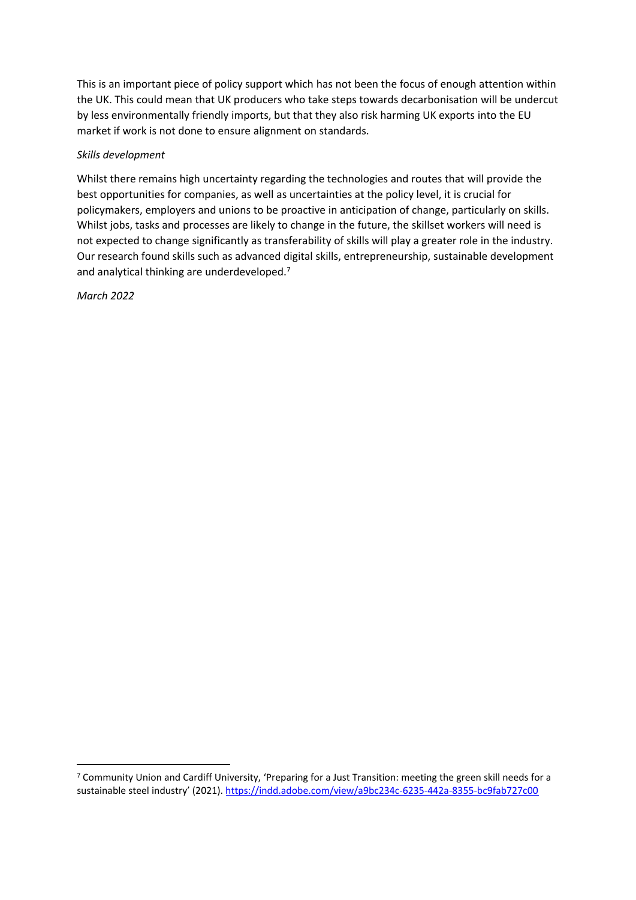This is an important piece of policy support which has not been the focus of enough attention within the UK. This could mean that UK producers who take steps towards decarbonisation will be undercut by less environmentally friendly imports, but that they also risk harming UK exports into the EU market if work is not done to ensure alignment on standards.

*Skills development*

Whilst there remains high uncertainty regarding the technologies and routes that will provide the best opportunities for companies, as well as uncertainties at the policy level, it is crucial for policymakers, employers and unions to be proactive in anticipation of change, particularly on skills. Whilst jobs, tasks and processes are likely to change in the future, the skillset workers will need is not expected to change significantly as transferability of skills will play a greater role in the industry. Our research found skills such as advanced digital skills, entrepreneurship, sustainable development and analytical thinking are underdeveloped.[7]

*March 2022*

---

[7] Community Union and Cardiff University, 'Preparing for a Just Transition: meeting the green skill needs for a sustainable steel industry' (2021). https://indd.adobe.com/view/a9bc234c-6235-442a-8355-bc9fab727c00